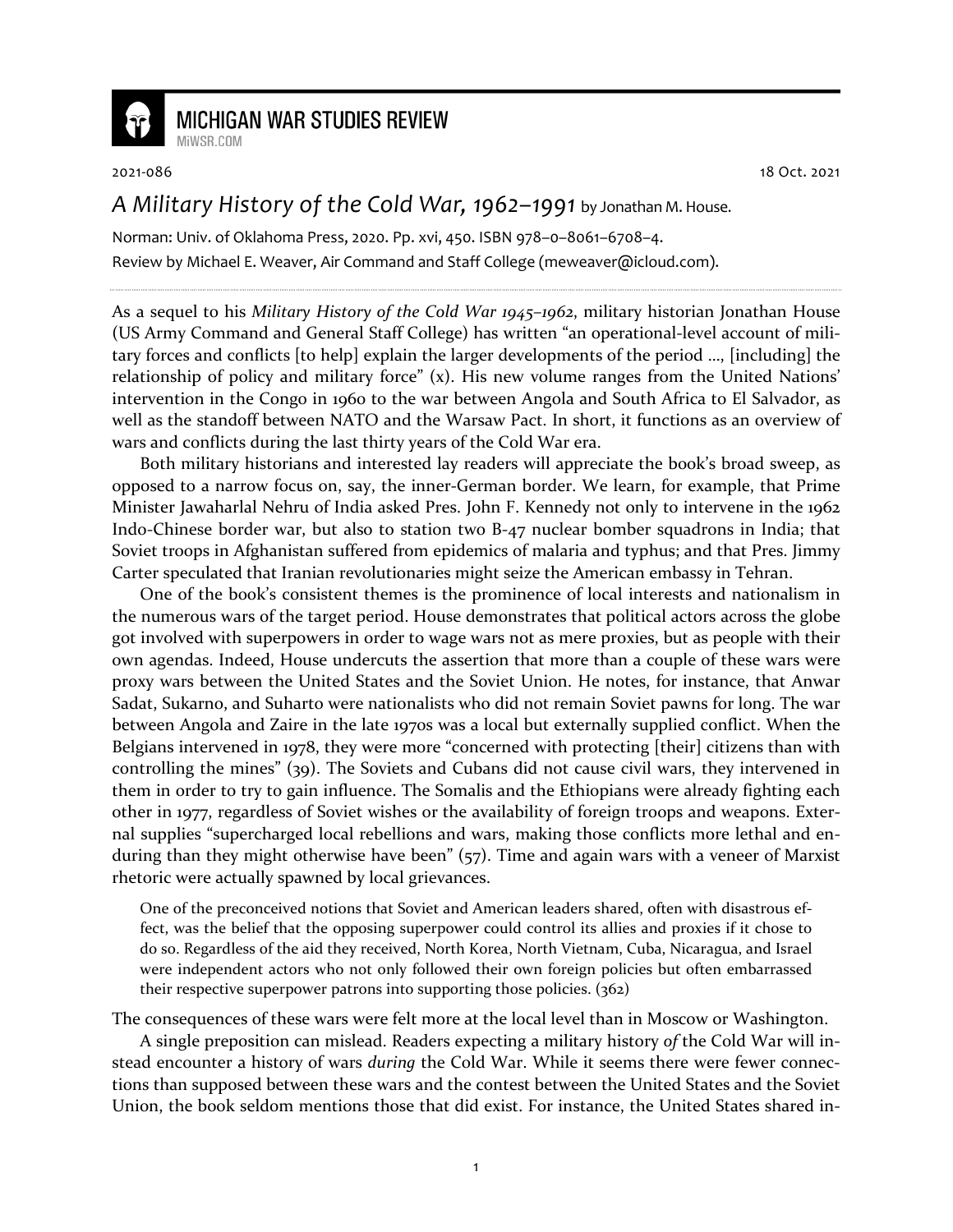# MICHIGAN WAR STUDIES REVIEW

MiWSR.COM

2021-086 18 Oct. 2021

## *A Military History of the Cold War, 1962–1991* by Jonathan M. House.

Norman: Univ. of Oklahoma Press, 2020. Pp. xvi, 450. ISBN 978–0–8061–6708–4.

Review by Michael E. Weaver, Air Command and Staff College (meweaver@icloud.com).

As a sequel to his *Military History of the Cold War 1945–1962*, military historian Jonathan House (US Army Command and General Staff College) has written "an operational-level account of military forces and conflicts [to help] explain the larger developments of the period …, [including] the relationship of policy and military force" (x). His new volume ranges from the United Nations' intervention in the Congo in 1960 to the war between Angola and South Africa to El Salvador, as well as the standoff between NATO and the Warsaw Pact. In short, it functions as an overview of wars and conflicts during the last thirty years of the Cold War era.

Both military historians and interested lay readers will appreciate the book's broad sweep, as opposed to a narrow focus on, say, the inner-German border. We learn, for example, that Prime Minister Jawaharlal Nehru of India asked Pres. John F. Kennedy not only to intervene in the 1962 Indo-Chinese border war, but also to station two B-47 nuclear bomber squadrons in India; that Soviet troops in Afghanistan suffered from epidemics of malaria and typhus; and that Pres. Jimmy Carter speculated that Iranian revolutionaries might seize the American embassy in Tehran.

One of the book's consistent themes is the prominence of local interests and nationalism in the numerous wars of the target period. House demonstrates that political actors across the globe got involved with superpowers in order to wage wars not as mere proxies, but as people with their own agendas. Indeed, House undercuts the assertion that more than a couple of these wars were proxy wars between the United States and the Soviet Union. He notes, for instance, that Anwar Sadat, Sukarno, and Suharto were nationalists who did not remain Soviet pawns for long. The war between Angola and Zaire in the late 1970s was a local but externally supplied conflict. When the Belgians intervened in 1978, they were more "concerned with protecting [their] citizens than with controlling the mines" (39). The Soviets and Cubans did not cause civil wars, they intervened in them in order to try to gain influence. The Somalis and the Ethiopians were already fighting each other in 1977, regardless of Soviet wishes or the availability of foreign troops and weapons. External supplies "supercharged local rebellions and wars, making those conflicts more lethal and enduring than they might otherwise have been" (57). Time and again wars with a veneer of Marxist rhetoric were actually spawned by local grievances.

> One of the preconceived notions that Soviet and American leaders shared, often with disastrous effect, was the belief that the opposing superpower could control its allies and proxies if it chose to do so. Regardless of the aid they received, North Korea, North Vietnam, Cuba, Nicaragua, and Israel were independent actors who not only followed their own foreign policies but often embarrassed their respective superpower patrons into supporting those policies. (362)

The consequences of these wars were felt more at the local level than in Moscow or Washington.

A single preposition can mislead. Readers expecting a military history *of* the Cold War will instead encounter a history of wars *during* the Cold War. While it seems there were fewer connections than supposed between these wars and the contest between the United States and the Soviet Union, the book seldom mentions those that did exist. For instance, the United States shared in-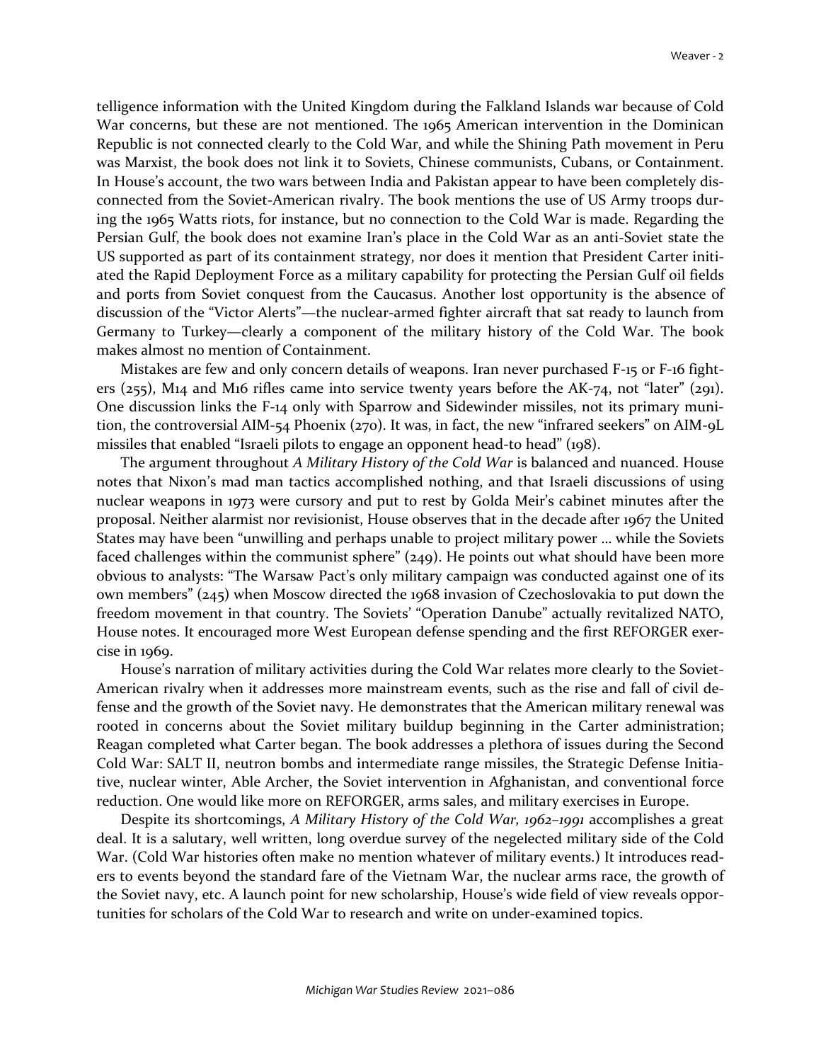telligence information with the United Kingdom during the Falkland Islands war because of Cold War concerns, but these are not mentioned. The 1965 American intervention in the Dominican Republic is not connected clearly to the Cold War, and while the Shining Path movement in Peru was Marxist, the book does not link it to Soviets, Chinese communists, Cubans, or Containment. In House's account, the two wars between India and Pakistan appear to have been completely disconnected from the Soviet-American rivalry. The book mentions the use of US Army troops during the 1965 Watts riots, for instance, but no connection to the Cold War is made. Regarding the Persian Gulf, the book does not examine Iran's place in the Cold War as an anti-Soviet state the US supported as part of its containment strategy, nor does it mention that President Carter initiated the Rapid Deployment Force as a military capability for protecting the Persian Gulf oil fields and ports from Soviet conquest from the Caucasus. Another lost opportunity is the absence of discussion of the "Victor Alerts"—the nuclear-armed fighter aircraft that sat ready to launch from Germany to Turkey—clearly a component of the military history of the Cold War. The book makes almost no mention of Containment.

Mistakes are few and only concern details of weapons. Iran never purchased F-15 or F-16 fighters (255), M14 and M16 rifles came into service twenty years before the AK-74, not "later" (291). One discussion links the F-14 only with Sparrow and Sidewinder missiles, not its primary munition, the controversial AIM-54 Phoenix (270). It was, in fact, the new "infrared seekers" on AIM-9L missiles that enabled "Israeli pilots to engage an opponent head-to head" (198).

The argument throughout *A Military History of the Cold War* is balanced and nuanced. House notes that Nixon's mad man tactics accomplished nothing, and that Israeli discussions of using nuclear weapons in 1973 were cursory and put to rest by Golda Meir's cabinet minutes after the proposal. Neither alarmist nor revisionist, House observes that in the decade after 1967 the United States may have been "unwilling and perhaps unable to project military power … while the Soviets faced challenges within the communist sphere" (249). He points out what should have been more obvious to analysts: "The Warsaw Pact's only military campaign was conducted against one of its own members" (245) when Moscow directed the 1968 invasion of Czechoslovakia to put down the freedom movement in that country. The Soviets' "Operation Danube" actually revitalized NATO, House notes. It encouraged more West European defense spending and the first REFORGER exercise in 1969.

House's narration of military activities during the Cold War relates more clearly to the Soviet-American rivalry when it addresses more mainstream events, such as the rise and fall of civil defense and the growth of the Soviet navy. He demonstrates that the American military renewal was rooted in concerns about the Soviet military buildup beginning in the Carter administration; Reagan completed what Carter began. The book addresses a plethora of issues during the Second Cold War: SALT II, neutron bombs and intermediate range missiles, the Strategic Defense Initiative, nuclear winter, Able Archer, the Soviet intervention in Afghanistan, and conventional force reduction. One would like more on REFORGER, arms sales, and military exercises in Europe.

Despite its shortcomings, *A Military History of the Cold War, 1962–1991* accomplishes a great deal. It is a salutary, well written, long overdue survey of the negelected military side of the Cold War. (Cold War histories often make no mention whatever of military events.) It introduces readers to events beyond the standard fare of the Vietnam War, the nuclear arms race, the growth of the Soviet navy, etc. A launch point for new scholarship, House's wide field of view reveals opportunities for scholars of the Cold War to research and write on under-examined topics.